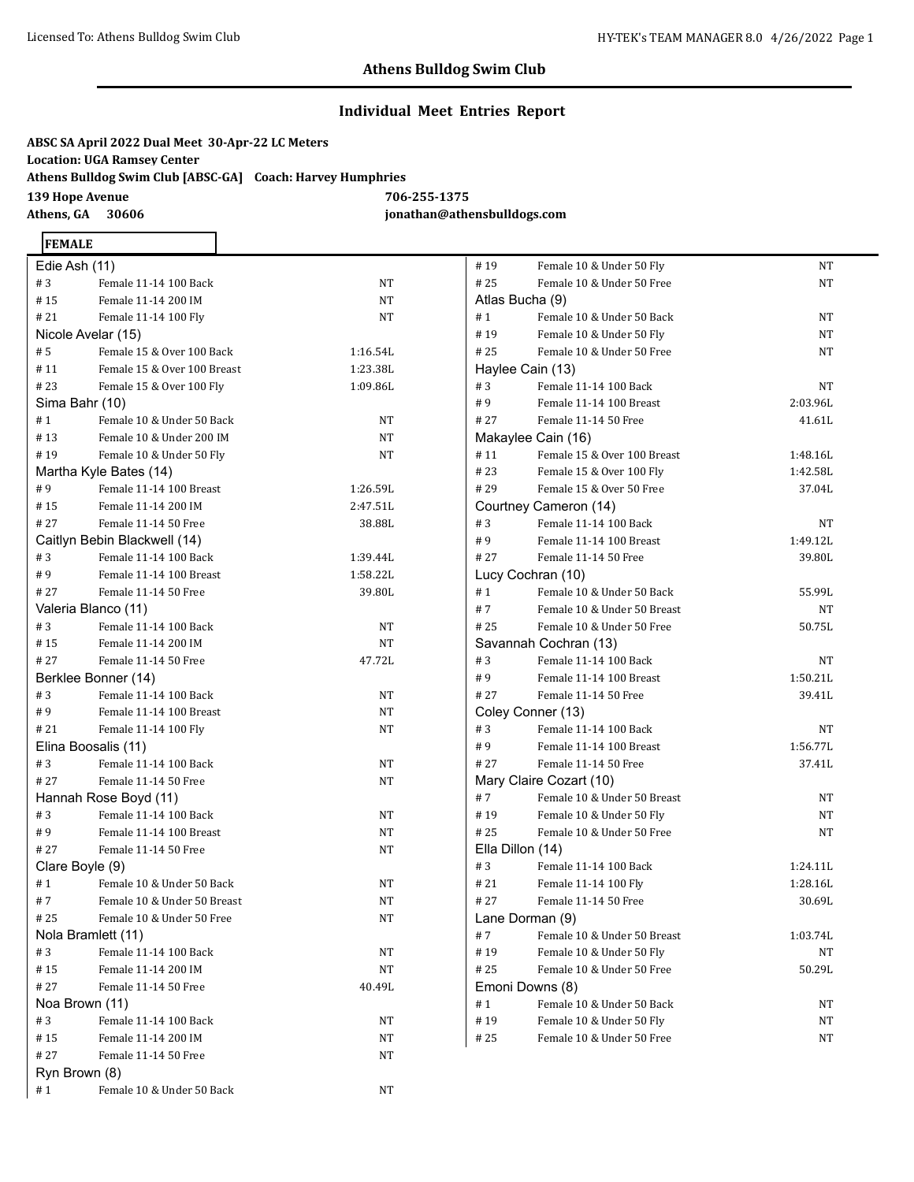## Athens Bulldog Swim Club

### Individual Meet Entries Report

**ABSC SA April 2022 Dual Meet 30-Apr-22 LC Meters**
**Location: UGA Ramsey Center**
**Athens Bulldog Swim Club [ABSC-GA] Coach: Harvey Humphries**
**139 Hope Avenue** **706-255-1375**
**Athens, GA 30606** **jonathan@athensbulldogs.com**

**FEMALE**

Edie Ash (11)

| # | Event | Time |
|---|---|---|
| # 3 | Female 11-14 100 Back | NT |
| # 15 | Female 11-14 200 IM | NT |
| # 21 | Female 11-14 100 Fly | NT |

Nicole Avelar (15)

| # | Event | Time |
|---|---|---|
| # 5 | Female 15 & Over 100 Back | 1:16.54L |
| # 11 | Female 15 & Over 100 Breast | 1:23.38L |
| # 23 | Female 15 & Over 100 Fly | 1:09.86L |

Sima Bahr (10)

| # | Event | Time |
|---|---|---|
| # 1 | Female 10 & Under 50 Back | NT |
| # 13 | Female 10 & Under 200 IM | NT |
| # 19 | Female 10 & Under 50 Fly | NT |

Martha Kyle Bates (14)

| # | Event | Time |
|---|---|---|
| # 9 | Female 11-14 100 Breast | 1:26.59L |
| # 15 | Female 11-14 200 IM | 2:47.51L |
| # 27 | Female 11-14 50 Free | 38.88L |

Caitlyn Bebin Blackwell (14)

| # | Event | Time |
|---|---|---|
| # 3 | Female 11-14 100 Back | 1:39.44L |
| # 9 | Female 11-14 100 Breast | 1:58.22L |
| # 27 | Female 11-14 50 Free | 39.80L |

Valeria Blanco (11)

| # | Event | Time |
|---|---|---|
| # 3 | Female 11-14 100 Back | NT |
| # 15 | Female 11-14 200 IM | NT |
| # 27 | Female 11-14 50 Free | 47.72L |

Berklee Bonner (14)

| # | Event | Time |
|---|---|---|
| # 3 | Female 11-14 100 Back | NT |
| # 9 | Female 11-14 100 Breast | NT |
| # 21 | Female 11-14 100 Fly | NT |

Elina Boosalis (11)

| # | Event | Time |
|---|---|---|
| # 3 | Female 11-14 100 Back | NT |
| # 27 | Female 11-14 50 Free | NT |

Hannah Rose Boyd (11)

| # | Event | Time |
|---|---|---|
| # 3 | Female 11-14 100 Back | NT |
| # 9 | Female 11-14 100 Breast | NT |
| # 27 | Female 11-14 50 Free | NT |

Clare Boyle (9)

| # | Event | Time |
|---|---|---|
| # 1 | Female 10 & Under 50 Back | NT |
| # 7 | Female 10 & Under 50 Breast | NT |
| # 25 | Female 10 & Under 50 Free | NT |

Nola Bramlett (11)

| # | Event | Time |
|---|---|---|
| # 3 | Female 11-14 100 Back | NT |
| # 15 | Female 11-14 200 IM | NT |
| # 27 | Female 11-14 50 Free | 40.49L |

Noa Brown (11)

| # | Event | Time |
|---|---|---|
| # 3 | Female 11-14 100 Back | NT |
| # 15 | Female 11-14 200 IM | NT |
| # 27 | Female 11-14 50 Free | NT |

Ryn Brown (8)

| # | Event | Time |
|---|---|---|
| # 1 | Female 10 & Under 50 Back | NT |
| # 19 | Female 10 & Under 50 Fly | NT |
| # 25 | Female 10 & Under 50 Free | NT |

Atlas Bucha (9)

| # | Event | Time |
|---|---|---|
| # 1 | Female 10 & Under 50 Back | NT |
| # 19 | Female 10 & Under 50 Fly | NT |
| # 25 | Female 10 & Under 50 Free | NT |

Haylee Cain (13)

| # | Event | Time |
|---|---|---|
| # 3 | Female 11-14 100 Back | NT |
| # 9 | Female 11-14 100 Breast | 2:03.96L |
| # 27 | Female 11-14 50 Free | 41.61L |

Makaylee Cain (16)

| # | Event | Time |
|---|---|---|
| # 11 | Female 15 & Over 100 Breast | 1:48.16L |
| # 23 | Female 15 & Over 100 Fly | 1:42.58L |
| # 29 | Female 15 & Over 50 Free | 37.04L |

Courtney Cameron (14)

| # | Event | Time |
|---|---|---|
| # 3 | Female 11-14 100 Back | NT |
| # 9 | Female 11-14 100 Breast | 1:49.12L |
| # 27 | Female 11-14 50 Free | 39.80L |

Lucy Cochran (10)

| # | Event | Time |
|---|---|---|
| # 1 | Female 10 & Under 50 Back | 55.99L |
| # 7 | Female 10 & Under 50 Breast | NT |
| # 25 | Female 10 & Under 50 Free | 50.75L |

Savannah Cochran (13)

| # | Event | Time |
|---|---|---|
| # 3 | Female 11-14 100 Back | NT |
| # 9 | Female 11-14 100 Breast | 1:50.21L |
| # 27 | Female 11-14 50 Free | 39.41L |

Coley Conner (13)

| # | Event | Time |
|---|---|---|
| # 3 | Female 11-14 100 Back | NT |
| # 9 | Female 11-14 100 Breast | 1:56.77L |
| # 27 | Female 11-14 50 Free | 37.41L |

Mary Claire Cozart (10)

| # | Event | Time |
|---|---|---|
| # 7 | Female 10 & Under 50 Breast | NT |
| # 19 | Female 10 & Under 50 Fly | NT |
| # 25 | Female 10 & Under 50 Free | NT |

Ella Dillon (14)

| # | Event | Time |
|---|---|---|
| # 3 | Female 11-14 100 Back | 1:24.11L |
| # 21 | Female 11-14 100 Fly | 1:28.16L |
| # 27 | Female 11-14 50 Free | 30.69L |

Lane Dorman (9)

| # | Event | Time |
|---|---|---|
| # 7 | Female 10 & Under 50 Breast | 1:03.74L |
| # 19 | Female 10 & Under 50 Fly | NT |
| # 25 | Female 10 & Under 50 Free | 50.29L |

Emoni Downs (8)

| # | Event | Time |
|---|---|---|
| # 1 | Female 10 & Under 50 Back | NT |
| # 19 | Female 10 & Under 50 Fly | NT |
| # 25 | Female 10 & Under 50 Free | NT |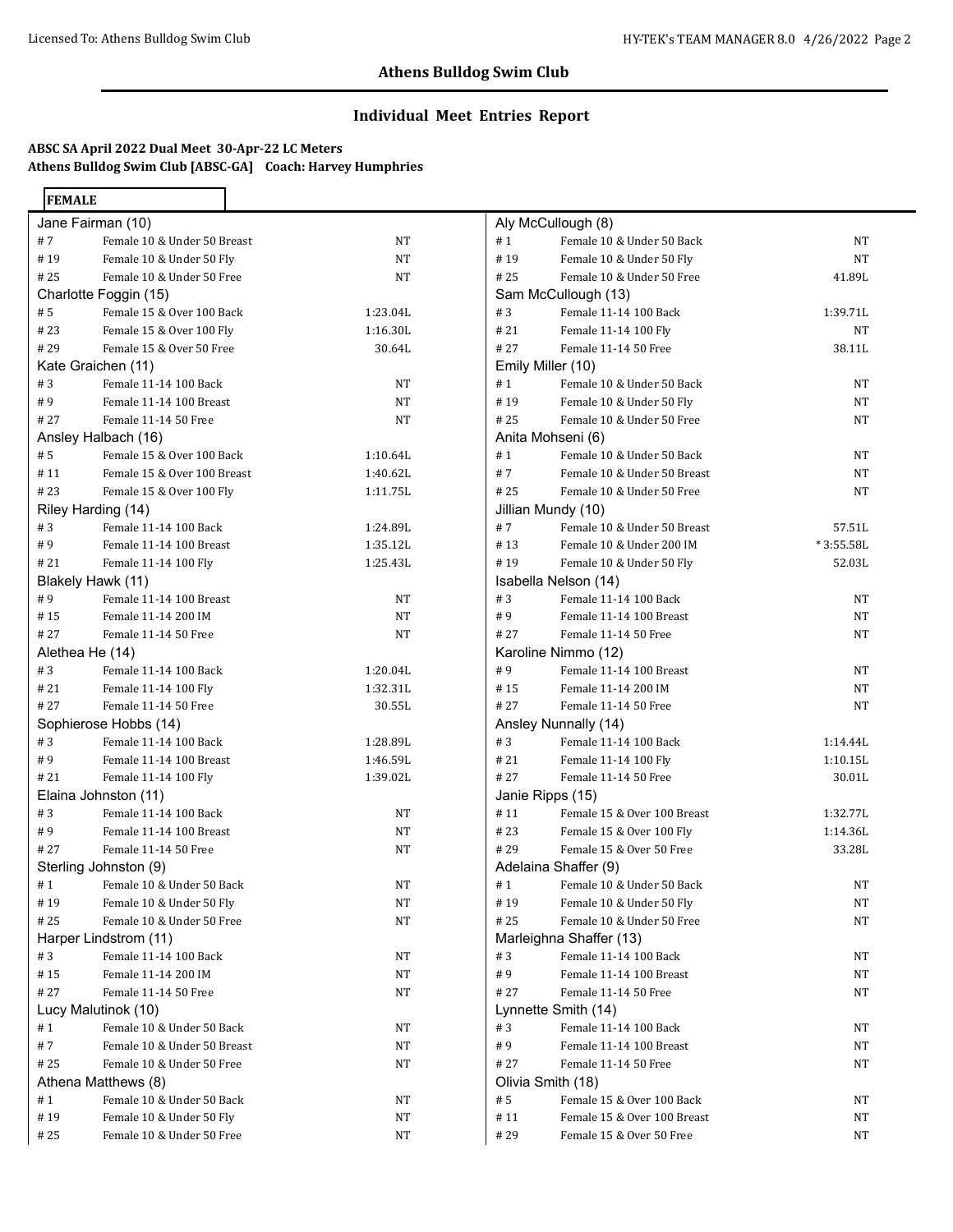## Athens Bulldog Swim Club

### Individual Meet Entries Report

**ABSC SA April 2022 Dual Meet 30-Apr-22 LC Meters**
**Athens Bulldog Swim Club [ABSC-GA] Coach: Harvey Humphries**

**FEMALE**

| Swimmer | Event # | Event | Seed Time |
|---|---|---|---|
| **Jane Fairman (10)** | | | |
| | # 7 | Female 10 & Under 50 Breast | NT |
| | # 19 | Female 10 & Under 50 Fly | NT |
| | # 25 | Female 10 & Under 50 Free | NT |
| **Charlotte Foggin (15)** | | | |
| | # 5 | Female 15 & Over 100 Back | 1:23.04L |
| | # 23 | Female 15 & Over 100 Fly | 1:16.30L |
| | # 29 | Female 15 & Over 50 Free | 30.64L |
| **Kate Graichen (11)** | | | |
| | # 3 | Female 11-14 100 Back | NT |
| | # 9 | Female 11-14 100 Breast | NT |
| | # 27 | Female 11-14 50 Free | NT |
| **Ansley Halbach (16)** | | | |
| | # 5 | Female 15 & Over 100 Back | 1:10.64L |
| | # 11 | Female 15 & Over 100 Breast | 1:40.62L |
| | # 23 | Female 15 & Over 100 Fly | 1:11.75L |
| **Riley Harding (14)** | | | |
| | # 3 | Female 11-14 100 Back | 1:24.89L |
| | # 9 | Female 11-14 100 Breast | 1:35.12L |
| | # 21 | Female 11-14 100 Fly | 1:25.43L |
| **Blakely Hawk (11)** | | | |
| | # 9 | Female 11-14 100 Breast | NT |
| | # 15 | Female 11-14 200 IM | NT |
| | # 27 | Female 11-14 50 Free | NT |
| **Alethea He (14)** | | | |
| | # 3 | Female 11-14 100 Back | 1:20.04L |
| | # 21 | Female 11-14 100 Fly | 1:32.31L |
| | # 27 | Female 11-14 50 Free | 30.55L |
| **Sophierose Hobbs (14)** | | | |
| | # 3 | Female 11-14 100 Back | 1:28.89L |
| | # 9 | Female 11-14 100 Breast | 1:46.59L |
| | # 21 | Female 11-14 100 Fly | 1:39.02L |
| **Elaina Johnston (11)** | | | |
| | # 3 | Female 11-14 100 Back | NT |
| | # 9 | Female 11-14 100 Breast | NT |
| | # 27 | Female 11-14 50 Free | NT |
| **Sterling Johnston (9)** | | | |
| | # 1 | Female 10 & Under 50 Back | NT |
| | # 19 | Female 10 & Under 50 Fly | NT |
| | # 25 | Female 10 & Under 50 Free | NT |
| **Harper Lindstrom (11)** | | | |
| | # 3 | Female 11-14 100 Back | NT |
| | # 15 | Female 11-14 200 IM | NT |
| | # 27 | Female 11-14 50 Free | NT |
| **Lucy Malutinok (10)** | | | |
| | # 1 | Female 10 & Under 50 Back | NT |
| | # 7 | Female 10 & Under 50 Breast | NT |
| | # 25 | Female 10 & Under 50 Free | NT |
| **Athena Matthews (8)** | | | |
| | # 1 | Female 10 & Under 50 Back | NT |
| | # 19 | Female 10 & Under 50 Fly | NT |
| | # 25 | Female 10 & Under 50 Free | NT |
| **Aly McCullough (8)** | | | |
| | # 1 | Female 10 & Under 50 Back | NT |
| | # 19 | Female 10 & Under 50 Fly | NT |
| | # 25 | Female 10 & Under 50 Free | 41.89L |
| **Sam McCullough (13)** | | | |
| | # 3 | Female 11-14 100 Back | 1:39.71L |
| | # 21 | Female 11-14 100 Fly | NT |
| | # 27 | Female 11-14 50 Free | 38.11L |
| **Emily Miller (10)** | | | |
| | # 1 | Female 10 & Under 50 Back | NT |
| | # 19 | Female 10 & Under 50 Fly | NT |
| | # 25 | Female 10 & Under 50 Free | NT |
| **Anita Mohseni (6)** | | | |
| | # 1 | Female 10 & Under 50 Back | NT |
| | # 7 | Female 10 & Under 50 Breast | NT |
| | # 25 | Female 10 & Under 50 Free | NT |
| **Jillian Mundy (10)** | | | |
| | # 7 | Female 10 & Under 50 Breast | 57.51L |
| | # 13 | Female 10 & Under 200 IM | * 3:55.58L |
| | # 19 | Female 10 & Under 50 Fly | 52.03L |
| **Isabella Nelson (14)** | | | |
| | # 3 | Female 11-14 100 Back | NT |
| | # 9 | Female 11-14 100 Breast | NT |
| | # 27 | Female 11-14 50 Free | NT |
| **Karoline Nimmo (12)** | | | |
| | # 9 | Female 11-14 100 Breast | NT |
| | # 15 | Female 11-14 200 IM | NT |
| | # 27 | Female 11-14 50 Free | NT |
| **Ansley Nunnally (14)** | | | |
| | # 3 | Female 11-14 100 Back | 1:14.44L |
| | # 21 | Female 11-14 100 Fly | 1:10.15L |
| | # 27 | Female 11-14 50 Free | 30.01L |
| **Janie Ripps (15)** | | | |
| | # 11 | Female 15 & Over 100 Breast | 1:32.77L |
| | # 23 | Female 15 & Over 100 Fly | 1:14.36L |
| | # 29 | Female 15 & Over 50 Free | 33.28L |
| **Adelaina Shaffer (9)** | | | |
| | # 1 | Female 10 & Under 50 Back | NT |
| | # 19 | Female 10 & Under 50 Fly | NT |
| | # 25 | Female 10 & Under 50 Free | NT |
| **Marleighna Shaffer (13)** | | | |
| | # 3 | Female 11-14 100 Back | NT |
| | # 9 | Female 11-14 100 Breast | NT |
| | # 27 | Female 11-14 50 Free | NT |
| **Lynnette Smith (14)** | | | |
| | # 3 | Female 11-14 100 Back | NT |
| | # 9 | Female 11-14 100 Breast | NT |
| | # 27 | Female 11-14 50 Free | NT |
| **Olivia Smith (18)** | | | |
| | # 5 | Female 15 & Over 100 Back | NT |
| | # 11 | Female 15 & Over 100 Breast | NT |
| | # 29 | Female 15 & Over 50 Free | NT |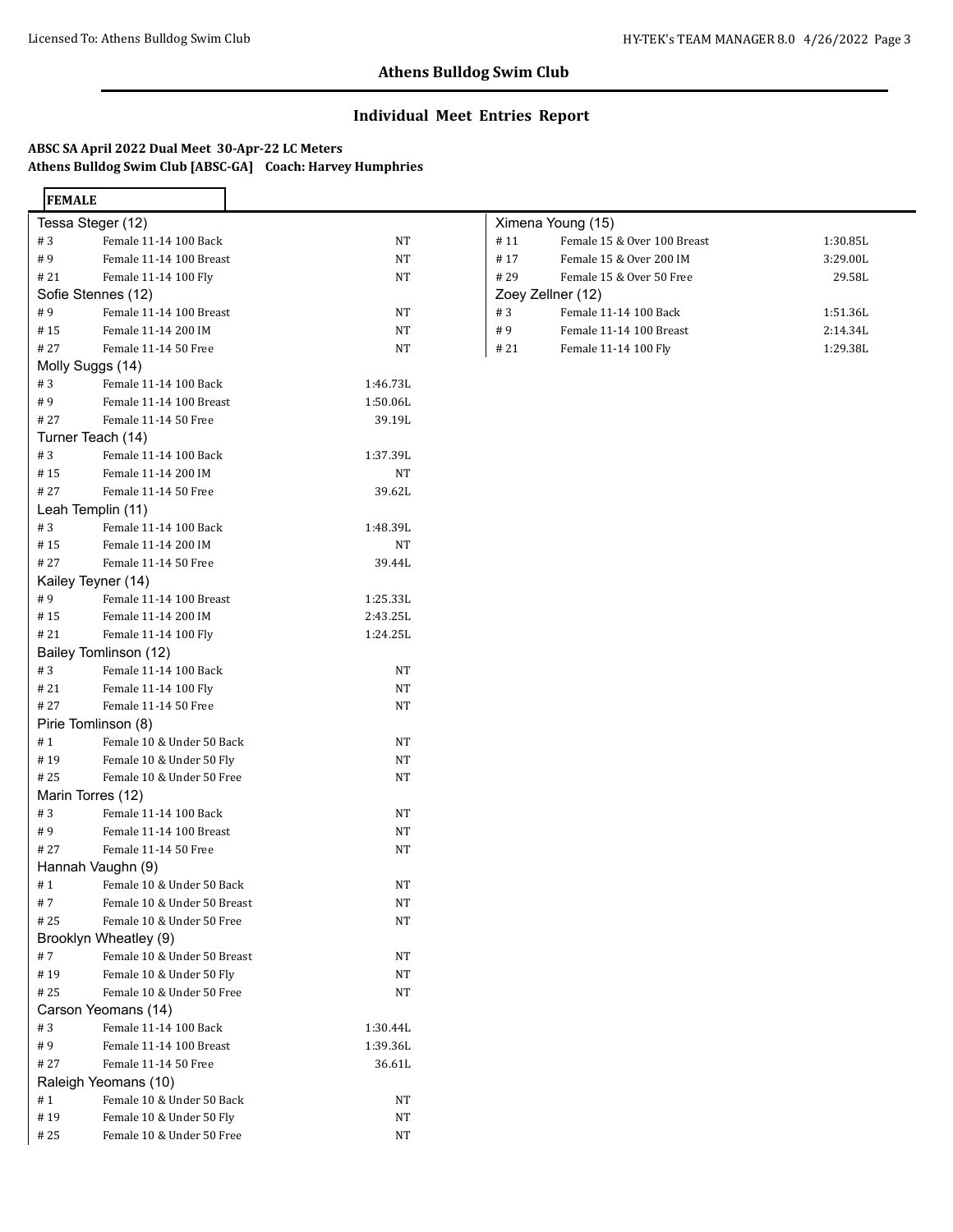## Athens Bulldog Swim Club

### Individual Meet Entries Report

**ABSC SA April 2022 Dual Meet 30-Apr-22 LC Meters**
**Athens Bulldog Swim Club [ABSC-GA] Coach: Harvey Humphries**

**FEMALE**

**Tessa Steger (12)**

| # | Event | Time |
|---|---|---|
| # 3 | Female 11-14 100 Back | NT |
| # 9 | Female 11-14 100 Breast | NT |
| # 21 | Female 11-14 100 Fly | NT |

**Sofie Stennes (12)**

| # | Event | Time |
|---|---|---|
| # 9 | Female 11-14 100 Breast | NT |
| # 15 | Female 11-14 200 IM | NT |
| # 27 | Female 11-14 50 Free | NT |

**Molly Suggs (14)**

| # | Event | Time |
|---|---|---|
| # 3 | Female 11-14 100 Back | 1:46.73L |
| # 9 | Female 11-14 100 Breast | 1:50.06L |
| # 27 | Female 11-14 50 Free | 39.19L |

**Turner Teach (14)**

| # | Event | Time |
|---|---|---|
| # 3 | Female 11-14 100 Back | 1:37.39L |
| # 15 | Female 11-14 200 IM | NT |
| # 27 | Female 11-14 50 Free | 39.62L |

**Leah Templin (11)**

| # | Event | Time |
|---|---|---|
| # 3 | Female 11-14 100 Back | 1:48.39L |
| # 15 | Female 11-14 200 IM | NT |
| # 27 | Female 11-14 50 Free | 39.44L |

**Kailey Teyner (14)**

| # | Event | Time |
|---|---|---|
| # 9 | Female 11-14 100 Breast | 1:25.33L |
| # 15 | Female 11-14 200 IM | 2:43.25L |
| # 21 | Female 11-14 100 Fly | 1:24.25L |

**Bailey Tomlinson (12)**

| # | Event | Time |
|---|---|---|
| # 3 | Female 11-14 100 Back | NT |
| # 21 | Female 11-14 100 Fly | NT |
| # 27 | Female 11-14 50 Free | NT |

**Pirie Tomlinson (8)**

| # | Event | Time |
|---|---|---|
| # 1 | Female 10 & Under 50 Back | NT |
| # 19 | Female 10 & Under 50 Fly | NT |
| # 25 | Female 10 & Under 50 Free | NT |

**Marin Torres (12)**

| # | Event | Time |
|---|---|---|
| # 3 | Female 11-14 100 Back | NT |
| # 9 | Female 11-14 100 Breast | NT |
| # 27 | Female 11-14 50 Free | NT |

**Hannah Vaughn (9)**

| # | Event | Time |
|---|---|---|
| # 1 | Female 10 & Under 50 Back | NT |
| # 7 | Female 10 & Under 50 Breast | NT |
| # 25 | Female 10 & Under 50 Free | NT |

**Brooklyn Wheatley (9)**

| # | Event | Time |
|---|---|---|
| # 7 | Female 10 & Under 50 Breast | NT |
| # 19 | Female 10 & Under 50 Fly | NT |
| # 25 | Female 10 & Under 50 Free | NT |

**Carson Yeomans (14)**

| # | Event | Time |
|---|---|---|
| # 3 | Female 11-14 100 Back | 1:30.44L |
| # 9 | Female 11-14 100 Breast | 1:39.36L |
| # 27 | Female 11-14 50 Free | 36.61L |

**Raleigh Yeomans (10)**

| # | Event | Time |
|---|---|---|
| # 1 | Female 10 & Under 50 Back | NT |
| # 19 | Female 10 & Under 50 Fly | NT |
| # 25 | Female 10 & Under 50 Free | NT |

**Ximena Young (15)**

| # | Event | Time |
|---|---|---|
| # 11 | Female 15 & Over 100 Breast | 1:30.85L |
| # 17 | Female 15 & Over 200 IM | 3:29.00L |
| # 29 | Female 15 & Over 50 Free | 29.58L |

**Zoey Zellner (12)**

| # | Event | Time |
|---|---|---|
| # 3 | Female 11-14 100 Back | 1:51.36L |
| # 9 | Female 11-14 100 Breast | 2:14.34L |
| # 21 | Female 11-14 100 Fly | 1:29.38L |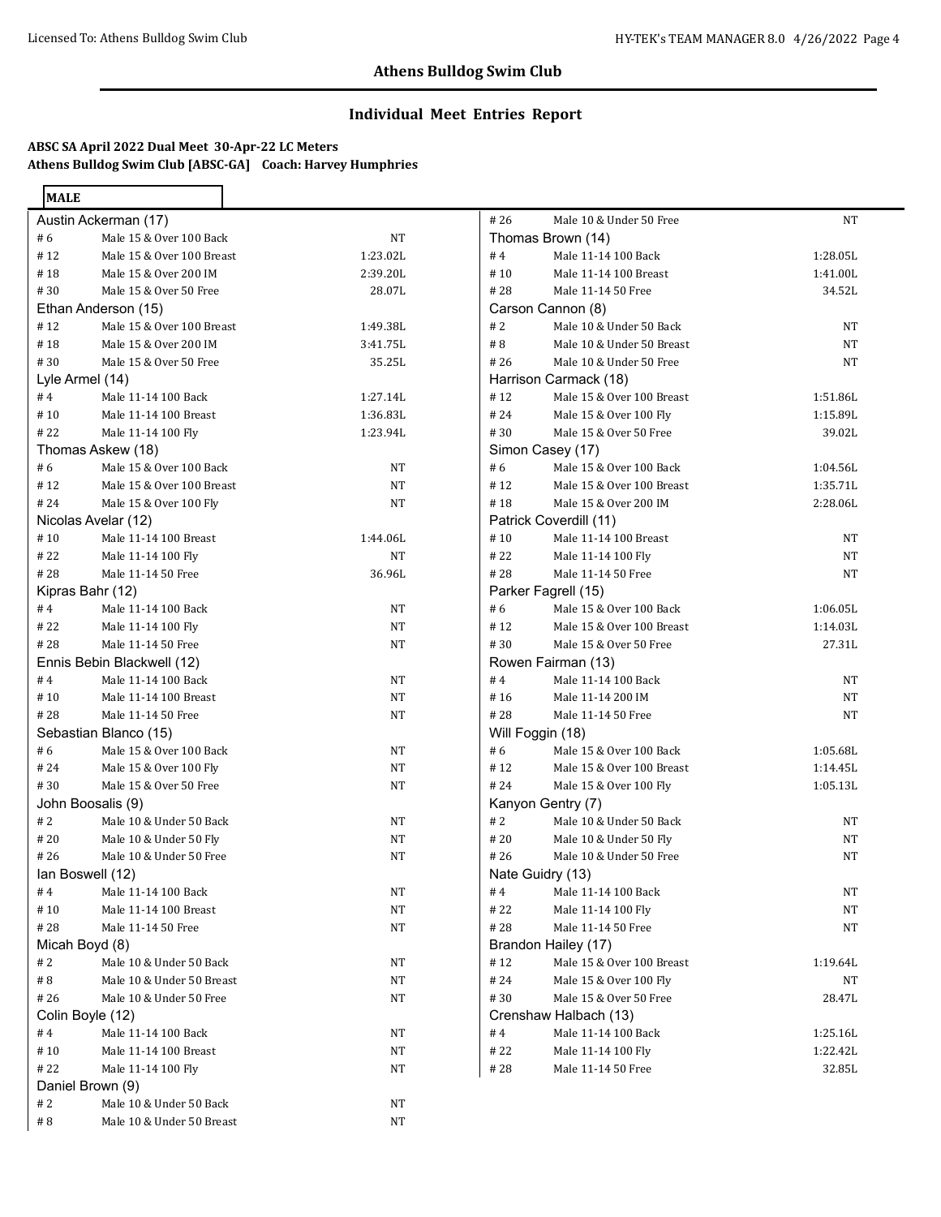## Athens Bulldog Swim Club

### Individual Meet Entries Report

**ABSC SA April 2022 Dual Meet 30-Apr-22 LC Meters**
**Athens Bulldog Swim Club [ABSC-GA] Coach: Harvey Humphries**

**MALE**

| Event # | Event | Seed Time |
|---|---|---|
| **Austin Ackerman (17)** | | |
| # 6 | Male 15 & Over 100 Back | NT |
| # 12 | Male 15 & Over 100 Breast | 1:23.02L |
| # 18 | Male 15 & Over 200 IM | 2:39.20L |
| # 30 | Male 15 & Over 50 Free | 28.07L |
| **Ethan Anderson (15)** | | |
| # 12 | Male 15 & Over 100 Breast | 1:49.38L |
| # 18 | Male 15 & Over 200 IM | 3:41.75L |
| # 30 | Male 15 & Over 50 Free | 35.25L |
| **Lyle Armel (14)** | | |
| # 4 | Male 11-14 100 Back | 1:27.14L |
| # 10 | Male 11-14 100 Breast | 1:36.83L |
| # 22 | Male 11-14 100 Fly | 1:23.94L |
| **Thomas Askew (18)** | | |
| # 6 | Male 15 & Over 100 Back | NT |
| # 12 | Male 15 & Over 100 Breast | NT |
| # 24 | Male 15 & Over 100 Fly | NT |
| **Nicolas Avelar (12)** | | |
| # 10 | Male 11-14 100 Breast | 1:44.06L |
| # 22 | Male 11-14 100 Fly | NT |
| # 28 | Male 11-14 50 Free | 36.96L |
| **Kipras Bahr (12)** | | |
| # 4 | Male 11-14 100 Back | NT |
| # 22 | Male 11-14 100 Fly | NT |
| # 28 | Male 11-14 50 Free | NT |
| **Ennis Bebin Blackwell (12)** | | |
| # 4 | Male 11-14 100 Back | NT |
| # 10 | Male 11-14 100 Breast | NT |
| # 28 | Male 11-14 50 Free | NT |
| **Sebastian Blanco (15)** | | |
| # 6 | Male 15 & Over 100 Back | NT |
| # 24 | Male 15 & Over 100 Fly | NT |
| # 30 | Male 15 & Over 50 Free | NT |
| **John Boosalis (9)** | | |
| # 2 | Male 10 & Under 50 Back | NT |
| # 20 | Male 10 & Under 50 Fly | NT |
| # 26 | Male 10 & Under 50 Free | NT |
| **Ian Boswell (12)** | | |
| # 4 | Male 11-14 100 Back | NT |
| # 10 | Male 11-14 100 Breast | NT |
| # 28 | Male 11-14 50 Free | NT |
| **Micah Boyd (8)** | | |
| # 2 | Male 10 & Under 50 Back | NT |
| # 8 | Male 10 & Under 50 Breast | NT |
| # 26 | Male 10 & Under 50 Free | NT |
| **Colin Boyle (12)** | | |
| # 4 | Male 11-14 100 Back | NT |
| # 10 | Male 11-14 100 Breast | NT |
| # 22 | Male 11-14 100 Fly | NT |
| **Daniel Brown (9)** | | |
| # 2 | Male 10 & Under 50 Back | NT |
| # 8 | Male 10 & Under 50 Breast | NT |
| # 26 | Male 10 & Under 50 Free | NT |
| **Thomas Brown (14)** | | |
| # 4 | Male 11-14 100 Back | 1:28.05L |
| # 10 | Male 11-14 100 Breast | 1:41.00L |
| # 28 | Male 11-14 50 Free | 34.52L |
| **Carson Cannon (8)** | | |
| # 2 | Male 10 & Under 50 Back | NT |
| # 8 | Male 10 & Under 50 Breast | NT |
| # 26 | Male 10 & Under 50 Free | NT |
| **Harrison Carmack (18)** | | |
| # 12 | Male 15 & Over 100 Breast | 1:51.86L |
| # 24 | Male 15 & Over 100 Fly | 1:15.89L |
| # 30 | Male 15 & Over 50 Free | 39.02L |
| **Simon Casey (17)** | | |
| # 6 | Male 15 & Over 100 Back | 1:04.56L |
| # 12 | Male 15 & Over 100 Breast | 1:35.71L |
| # 18 | Male 15 & Over 200 IM | 2:28.06L |
| **Patrick Coverdill (11)** | | |
| # 10 | Male 11-14 100 Breast | NT |
| # 22 | Male 11-14 100 Fly | NT |
| # 28 | Male 11-14 50 Free | NT |
| **Parker Fagrell (15)** | | |
| # 6 | Male 15 & Over 100 Back | 1:06.05L |
| # 12 | Male 15 & Over 100 Breast | 1:14.03L |
| # 30 | Male 15 & Over 50 Free | 27.31L |
| **Rowen Fairman (13)** | | |
| # 4 | Male 11-14 100 Back | NT |
| # 16 | Male 11-14 200 IM | NT |
| # 28 | Male 11-14 50 Free | NT |
| **Will Foggin (18)** | | |
| # 6 | Male 15 & Over 100 Back | 1:05.68L |
| # 12 | Male 15 & Over 100 Breast | 1:14.45L |
| # 24 | Male 15 & Over 100 Fly | 1:05.13L |
| **Kanyon Gentry (7)** | | |
| # 2 | Male 10 & Under 50 Back | NT |
| # 20 | Male 10 & Under 50 Fly | NT |
| # 26 | Male 10 & Under 50 Free | NT |
| **Nate Guidry (13)** | | |
| # 4 | Male 11-14 100 Back | NT |
| # 22 | Male 11-14 100 Fly | NT |
| # 28 | Male 11-14 50 Free | NT |
| **Brandon Hailey (17)** | | |
| # 12 | Male 15 & Over 100 Breast | 1:19.64L |
| # 24 | Male 15 & Over 100 Fly | NT |
| # 30 | Male 15 & Over 50 Free | 28.47L |
| **Crenshaw Halbach (13)** | | |
| # 4 | Male 11-14 100 Back | 1:25.16L |
| # 22 | Male 11-14 100 Fly | 1:22.42L |
| # 28 | Male 11-14 50 Free | 32.85L |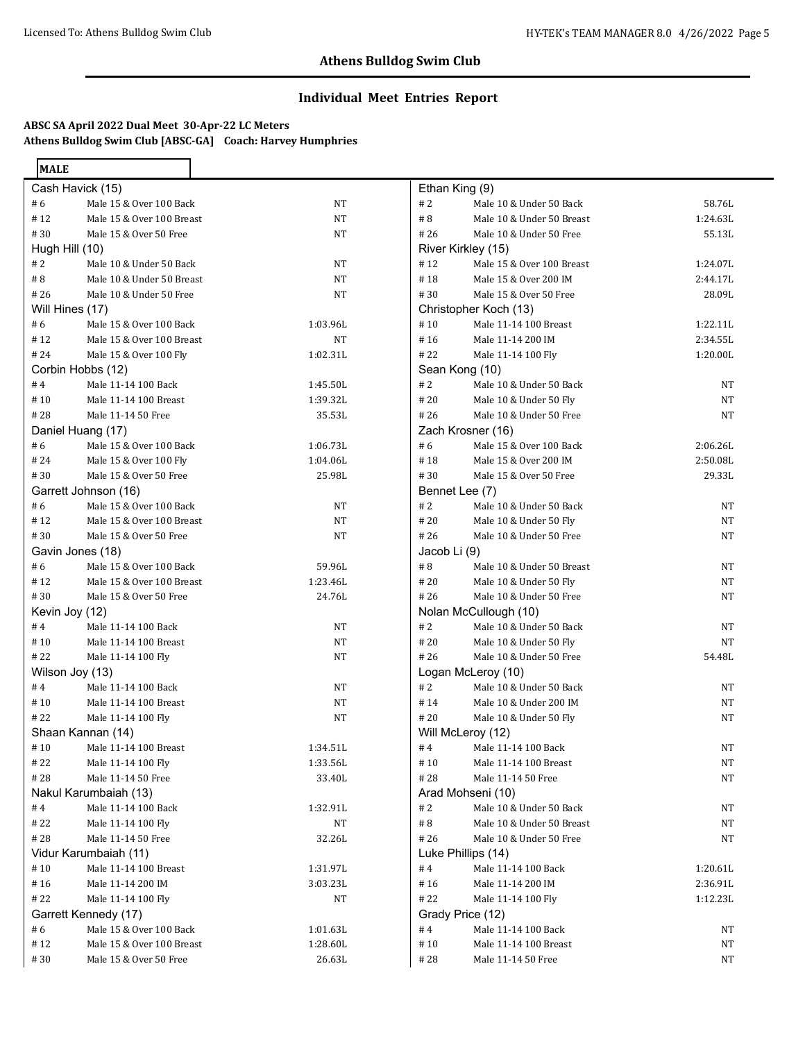## Athens Bulldog Swim Club

### Individual Meet Entries Report

**ABSC SA April 2022 Dual Meet 30-Apr-22 LC Meters**
**Athens Bulldog Swim Club [ABSC-GA] Coach: Harvey Humphries**

**MALE**

**Cash Havick (15)**

| # | Event | Time |
|---|---|---|
| # 6 | Male 15 & Over 100 Back | NT |
| # 12 | Male 15 & Over 100 Breast | NT |
| # 30 | Male 15 & Over 50 Free | NT |

**Hugh Hill (10)**

| # | Event | Time |
|---|---|---|
| # 2 | Male 10 & Under 50 Back | NT |
| # 8 | Male 10 & Under 50 Breast | NT |
| # 26 | Male 10 & Under 50 Free | NT |

**Will Hines (17)**

| # | Event | Time |
|---|---|---|
| # 6 | Male 15 & Over 100 Back | 1:03.96L |
| # 12 | Male 15 & Over 100 Breast | NT |
| # 24 | Male 15 & Over 100 Fly | 1:02.31L |

**Corbin Hobbs (12)**

| # | Event | Time |
|---|---|---|
| # 4 | Male 11-14 100 Back | 1:45.50L |
| # 10 | Male 11-14 100 Breast | 1:39.32L |
| # 28 | Male 11-14 50 Free | 35.53L |

**Daniel Huang (17)**

| # | Event | Time |
|---|---|---|
| # 6 | Male 15 & Over 100 Back | 1:06.73L |
| # 24 | Male 15 & Over 100 Fly | 1:04.06L |
| # 30 | Male 15 & Over 50 Free | 25.98L |

**Garrett Johnson (16)**

| # | Event | Time |
|---|---|---|
| # 6 | Male 15 & Over 100 Back | NT |
| # 12 | Male 15 & Over 100 Breast | NT |
| # 30 | Male 15 & Over 50 Free | NT |

**Gavin Jones (18)**

| # | Event | Time |
|---|---|---|
| # 6 | Male 15 & Over 100 Back | 59.96L |
| # 12 | Male 15 & Over 100 Breast | 1:23.46L |
| # 30 | Male 15 & Over 50 Free | 24.76L |

**Kevin Joy (12)**

| # | Event | Time |
|---|---|---|
| # 4 | Male 11-14 100 Back | NT |
| # 10 | Male 11-14 100 Breast | NT |
| # 22 | Male 11-14 100 Fly | NT |

**Wilson Joy (13)**

| # | Event | Time |
|---|---|---|
| # 4 | Male 11-14 100 Back | NT |
| # 10 | Male 11-14 100 Breast | NT |
| # 22 | Male 11-14 100 Fly | NT |

**Shaan Kannan (14)**

| # | Event | Time |
|---|---|---|
| # 10 | Male 11-14 100 Breast | 1:34.51L |
| # 22 | Male 11-14 100 Fly | 1:33.56L |
| # 28 | Male 11-14 50 Free | 33.40L |

**Nakul Karumbaiah (13)**

| # | Event | Time |
|---|---|---|
| # 4 | Male 11-14 100 Back | 1:32.91L |
| # 22 | Male 11-14 100 Fly | NT |
| # 28 | Male 11-14 50 Free | 32.26L |

**Vidur Karumbaiah (11)**

| # | Event | Time |
|---|---|---|
| # 10 | Male 11-14 100 Breast | 1:31.97L |
| # 16 | Male 11-14 200 IM | 3:03.23L |
| # 22 | Male 11-14 100 Fly | NT |

**Garrett Kennedy (17)**

| # | Event | Time |
|---|---|---|
| # 6 | Male 15 & Over 100 Back | 1:01.63L |
| # 12 | Male 15 & Over 100 Breast | 1:28.60L |
| # 30 | Male 15 & Over 50 Free | 26.63L |

**Ethan King (9)**

| # | Event | Time |
|---|---|---|
| # 2 | Male 10 & Under 50 Back | 58.76L |
| # 8 | Male 10 & Under 50 Breast | 1:24.63L |
| # 26 | Male 10 & Under 50 Free | 55.13L |

**River Kirkley (15)**

| # | Event | Time |
|---|---|---|
| # 12 | Male 15 & Over 100 Breast | 1:24.07L |
| # 18 | Male 15 & Over 200 IM | 2:44.17L |
| # 30 | Male 15 & Over 50 Free | 28.09L |

**Christopher Koch (13)**

| # | Event | Time |
|---|---|---|
| # 10 | Male 11-14 100 Breast | 1:22.11L |
| # 16 | Male 11-14 200 IM | 2:34.55L |
| # 22 | Male 11-14 100 Fly | 1:20.00L |

**Sean Kong (10)**

| # | Event | Time |
|---|---|---|
| # 2 | Male 10 & Under 50 Back | NT |
| # 20 | Male 10 & Under 50 Fly | NT |
| # 26 | Male 10 & Under 50 Free | NT |

**Zach Krosner (16)**

| # | Event | Time |
|---|---|---|
| # 6 | Male 15 & Over 100 Back | 2:06.26L |
| # 18 | Male 15 & Over 200 IM | 2:50.08L |
| # 30 | Male 15 & Over 50 Free | 29.33L |

**Bennet Lee (7)**

| # | Event | Time |
|---|---|---|
| # 2 | Male 10 & Under 50 Back | NT |
| # 20 | Male 10 & Under 50 Fly | NT |
| # 26 | Male 10 & Under 50 Free | NT |

**Jacob Li (9)**

| # | Event | Time |
|---|---|---|
| # 8 | Male 10 & Under 50 Breast | NT |
| # 20 | Male 10 & Under 50 Fly | NT |
| # 26 | Male 10 & Under 50 Free | NT |

**Nolan McCullough (10)**

| # | Event | Time |
|---|---|---|
| # 2 | Male 10 & Under 50 Back | NT |
| # 20 | Male 10 & Under 50 Fly | NT |
| # 26 | Male 10 & Under 50 Free | 54.48L |

**Logan McLeroy (10)**

| # | Event | Time |
|---|---|---|
| # 2 | Male 10 & Under 50 Back | NT |
| # 14 | Male 10 & Under 200 IM | NT |
| # 20 | Male 10 & Under 50 Fly | NT |

**Will McLeroy (12)**

| # | Event | Time |
|---|---|---|
| # 4 | Male 11-14 100 Back | NT |
| # 10 | Male 11-14 100 Breast | NT |
| # 28 | Male 11-14 50 Free | NT |

**Arad Mohseni (10)**

| # | Event | Time |
|---|---|---|
| # 2 | Male 10 & Under 50 Back | NT |
| # 8 | Male 10 & Under 50 Breast | NT |
| # 26 | Male 10 & Under 50 Free | NT |

**Luke Phillips (14)**

| # | Event | Time |
|---|---|---|
| # 4 | Male 11-14 100 Back | 1:20.61L |
| # 16 | Male 11-14 200 IM | 2:36.91L |
| # 22 | Male 11-14 100 Fly | 1:12.23L |

**Grady Price (12)**

| # | Event | Time |
|---|---|---|
| # 4 | Male 11-14 100 Back | NT |
| # 10 | Male 11-14 100 Breast | NT |
| # 28 | Male 11-14 50 Free | NT |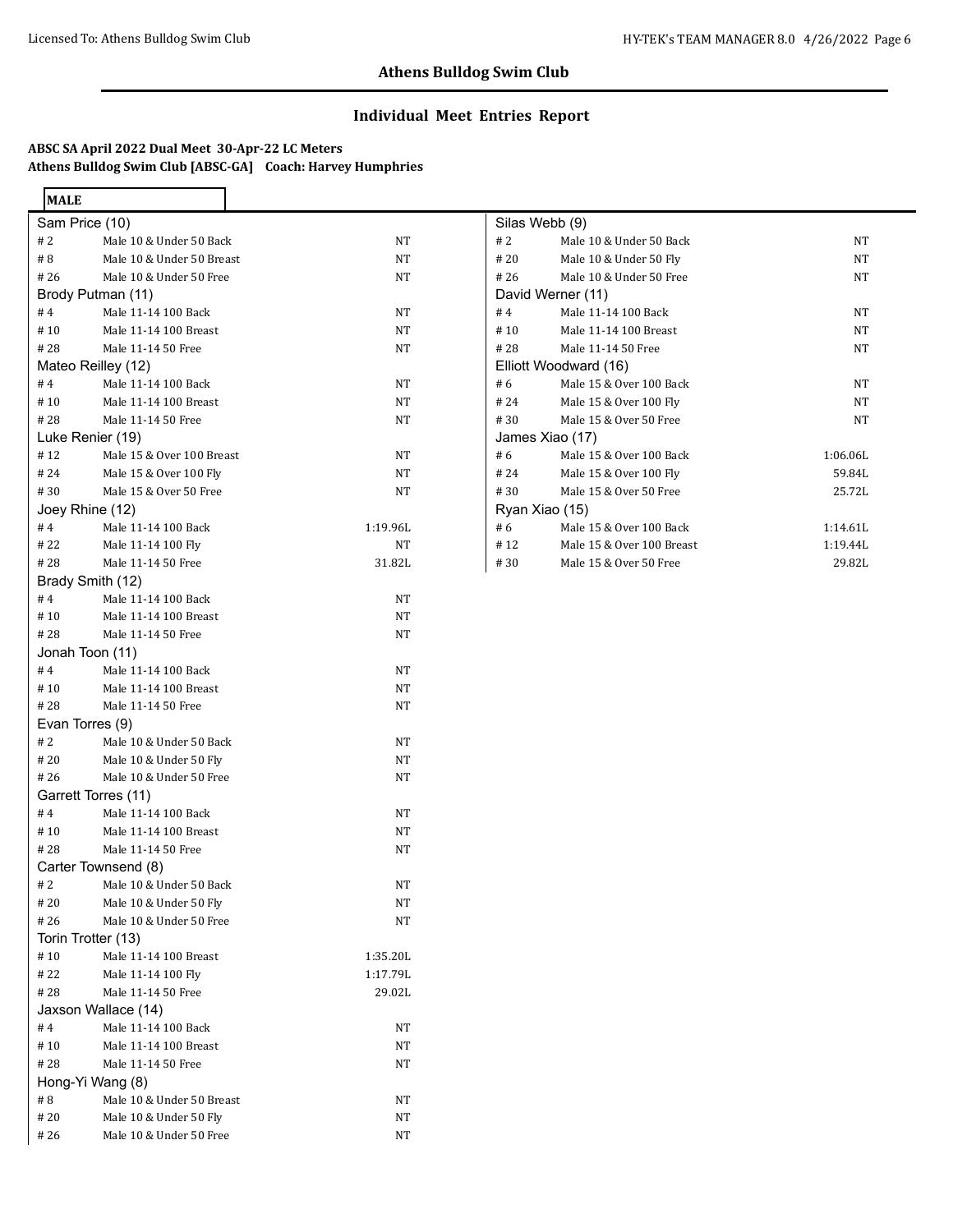## Athens Bulldog Swim Club

### Individual Meet Entries Report

**ABSC SA April 2022 Dual Meet 30-Apr-22 LC Meters**
**Athens Bulldog Swim Club [ABSC-GA] Coach: Harvey Humphries**

**MALE**

Sam Price (10)

| # 2 | Male 10 & Under 50 Back | NT |
|---|---|---|
| # 8 | Male 10 & Under 50 Breast | NT |
| # 26 | Male 10 & Under 50 Free | NT |

Brody Putman (11)

| # 4 | Male 11-14 100 Back | NT |
|---|---|---|
| # 10 | Male 11-14 100 Breast | NT |
| # 28 | Male 11-14 50 Free | NT |

Mateo Reilley (12)

| # 4 | Male 11-14 100 Back | NT |
|---|---|---|
| # 10 | Male 11-14 100 Breast | NT |
| # 28 | Male 11-14 50 Free | NT |

Luke Renier (19)

| # 12 | Male 15 & Over 100 Breast | NT |
|---|---|---|
| # 24 | Male 15 & Over 100 Fly | NT |
| # 30 | Male 15 & Over 50 Free | NT |

Joey Rhine (12)

| # 4 | Male 11-14 100 Back | 1:19.96L |
|---|---|---|
| # 22 | Male 11-14 100 Fly | NT |
| # 28 | Male 11-14 50 Free | 31.82L |

Brady Smith (12)

| # 4 | Male 11-14 100 Back | NT |
|---|---|---|
| # 10 | Male 11-14 100 Breast | NT |
| # 28 | Male 11-14 50 Free | NT |

Jonah Toon (11)

| # 4 | Male 11-14 100 Back | NT |
|---|---|---|
| # 10 | Male 11-14 100 Breast | NT |
| # 28 | Male 11-14 50 Free | NT |

Evan Torres (9)

| # 2 | Male 10 & Under 50 Back | NT |
|---|---|---|
| # 20 | Male 10 & Under 50 Fly | NT |
| # 26 | Male 10 & Under 50 Free | NT |

Garrett Torres (11)

| # 4 | Male 11-14 100 Back | NT |
|---|---|---|
| # 10 | Male 11-14 100 Breast | NT |
| # 28 | Male 11-14 50 Free | NT |

Carter Townsend (8)

| # 2 | Male 10 & Under 50 Back | NT |
|---|---|---|
| # 20 | Male 10 & Under 50 Fly | NT |
| # 26 | Male 10 & Under 50 Free | NT |

Torin Trotter (13)

| # 10 | Male 11-14 100 Breast | 1:35.20L |
|---|---|---|
| # 22 | Male 11-14 100 Fly | 1:17.79L |
| # 28 | Male 11-14 50 Free | 29.02L |

Jaxson Wallace (14)

| # 4 | Male 11-14 100 Back | NT |
|---|---|---|
| # 10 | Male 11-14 100 Breast | NT |
| # 28 | Male 11-14 50 Free | NT |

Hong-Yi Wang (8)

| # 8 | Male 10 & Under 50 Breast | NT |
|---|---|---|
| # 20 | Male 10 & Under 50 Fly | NT |
| # 26 | Male 10 & Under 50 Free | NT |

Silas Webb (9)

| # 2 | Male 10 & Under 50 Back | NT |
|---|---|---|
| # 20 | Male 10 & Under 50 Fly | NT |
| # 26 | Male 10 & Under 50 Free | NT |

David Werner (11)

| # 4 | Male 11-14 100 Back | NT |
|---|---|---|
| # 10 | Male 11-14 100 Breast | NT |
| # 28 | Male 11-14 50 Free | NT |

Elliott Woodward (16)

| # 6 | Male 15 & Over 100 Back | NT |
|---|---|---|
| # 24 | Male 15 & Over 100 Fly | NT |
| # 30 | Male 15 & Over 50 Free | NT |

James Xiao (17)

| # 6 | Male 15 & Over 100 Back | 1:06.06L |
|---|---|---|
| # 24 | Male 15 & Over 100 Fly | 59.84L |
| # 30 | Male 15 & Over 50 Free | 25.72L |

Ryan Xiao (15)

| # 6 | Male 15 & Over 100 Back | 1:14.61L |
|---|---|---|
| # 12 | Male 15 & Over 100 Breast | 1:19.44L |
| # 30 | Male 15 & Over 50 Free | 29.82L |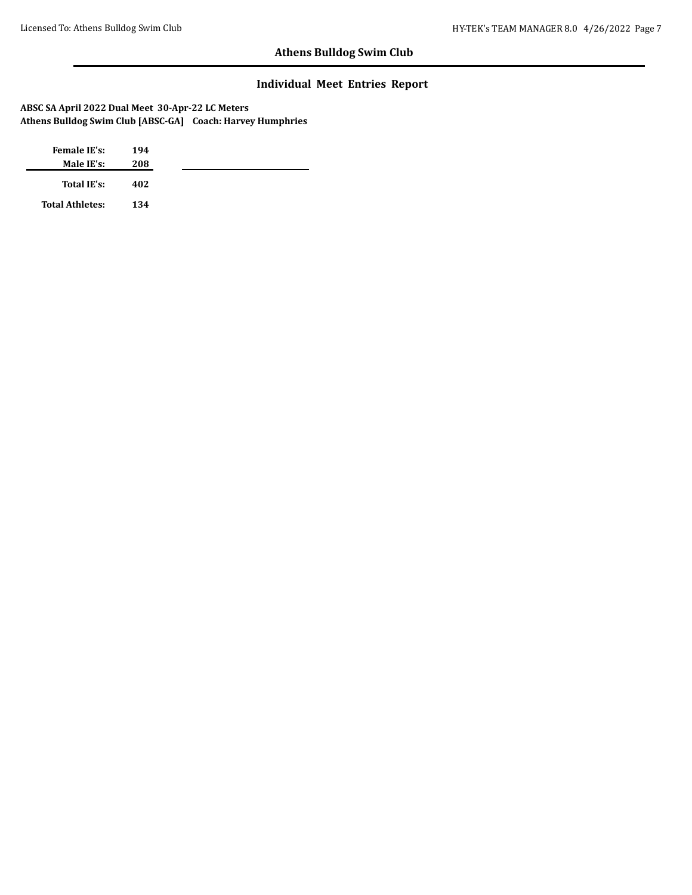## Athens Bulldog Swim Club

### Individual Meet Entries Report

**ABSC SA April 2022 Dual Meet 30-Apr-22 LC Meters**
**Athens Bulldog Swim Club [ABSC-GA] Coach: Harvey Humphries**

| | |
|---|---|
| **Female IE's:** | **194** |
| **Male IE's:** | **208** |
| **Total IE's:** | **402** |
| **Total Athletes:** | **134** |